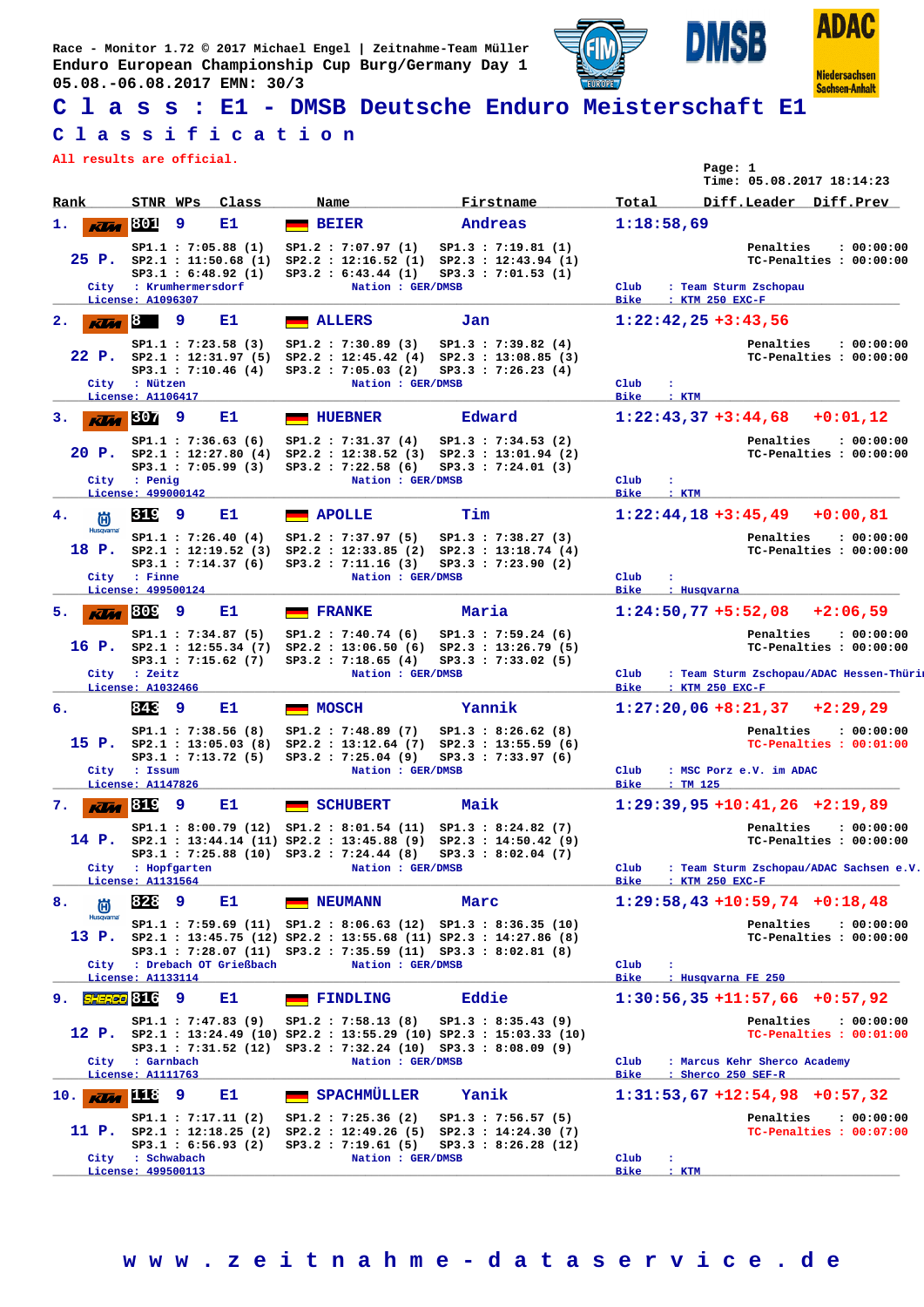Race - Monitor 1.72 © 2017 Michael Engel | Zeitnahme-Team Müller
Enduro European Championship Cup Burg/Germany Day 1
05.08.-06.08.2017 EMN: 30/3

# C l a s s : E1 - DMSB Deutsche Enduro Meisterschaft E1

## C l a s s i f i c a t i o n

All results are official.

Page: 1
Time: 05.08.2017 18:14:23

| Rank | STNR | WPs | Class | Name | Firstname | Total | Diff.Leader | Diff.Prev |
|---|---|---|---|---|---|---|---|---|
| 1. | 801 | 9 | E1 | BEIER | Andreas | 1:18:58,69 | | |
| 2. | 8 | 9 | E1 | ALLERS | Jan | 1:22:42,25 | +3:43,56 | |
| 3. | 307 | 9 | E1 | HUEBNER | Edward | 1:22:43,37 | +3:44,68 | +0:01,12 |
| 4. | 319 | 9 | E1 | APOLLE | Tim | 1:22:44,18 | +3:45,49 | +0:00,81 |
| 5. | 809 | 9 | E1 | FRANKE | Maria | 1:24:50,77 | +5:52,08 | +2:06,59 |
| 6. | 843 | 9 | E1 | MOSCH | Yannik | 1:27:20,06 | +8:21,37 | +2:29,29 |
| 7. | 819 | 9 | E1 | SCHUBERT | Maik | 1:29:39,95 | +10:41,26 | +2:19,89 |
| 8. | 828 | 9 | E1 | NEUMANN | Marc | 1:29:58,43 | +10:59,74 | +0:18,48 |
| 9. | 816 | 9 | E1 | FINDLING | Eddie | 1:30:56,35 | +11:57,66 | +0:57,92 |
| 10. | 118 | 9 | E1 | SPACHMÜLLER | Yanik | 1:31:53,67 | +12:54,98 | +0:57,32 |

### 1. BEIER Andreas — 25 P.
SP1.1 : 7:05.88 (1) SP1.2 : 7:07.97 (1) SP1.3 : 7:19.81 (1)
SP2.1 : 11:50.68 (1) SP2.2 : 12:16.52 (1) SP2.3 : 12:43.94 (1)
SP3.1 : 6:48.92 (1) SP3.2 : 6:43.44 (1) SP3.3 : 7:01.53 (1)
Penalties : 00:00:00 — TC-Penalties : 00:00:00
City : Krumhermersdorf — Nation : GER/DMSB — Club : Team Sturm Zschopau
License: A1096307 — Bike : KTM 250 EXC-F

### 2. ALLERS Jan — 22 P.
SP1.1 : 7:23.58 (3) SP1.2 : 7:30.89 (3) SP1.3 : 7:39.82 (4)
SP2.1 : 12:31.97 (5) SP2.2 : 12:45.42 (4) SP2.3 : 13:08.85 (3)
SP3.1 : 7:10.46 (4) SP3.2 : 7:05.03 (2) SP3.3 : 7:26.23 (4)
Penalties : 00:00:00 — TC-Penalties : 00:00:00
City : Nützen — Nation : GER/DMSB — Club :
License: A1106417 — Bike : KTM

### 3. HUEBNER Edward — 20 P.
SP1.1 : 7:36.63 (6) SP1.2 : 7:31.37 (4) SP1.3 : 7:34.53 (2)
SP2.1 : 12:27.80 (4) SP2.2 : 12:38.52 (3) SP2.3 : 13:01.94 (2)
SP3.1 : 7:05.99 (3) SP3.2 : 7:22.58 (6) SP3.3 : 7:24.01 (3)
Penalties : 00:00:00 — TC-Penalties : 00:00:00
City : Penig — Nation : GER/DMSB — Club :
License: 499000142 — Bike : KTM

### 4. APOLLE Tim — 18 P.
SP1.1 : 7:26.40 (4) SP1.2 : 7:37.97 (5) SP1.3 : 7:38.27 (3)
SP2.1 : 12:19.52 (3) SP2.2 : 12:33.85 (2) SP2.3 : 13:18.74 (4)
SP3.1 : 7:14.37 (6) SP3.2 : 7:11.16 (3) SP3.3 : 7:23.90 (2)
Penalties : 00:00:00 — TC-Penalties : 00:00:00
City : Finne — Nation : GER/DMSB — Club :
License: 499500124 — Bike : Husqvarna

### 5. FRANKE Maria — 16 P.
SP1.1 : 7:34.87 (5) SP1.2 : 7:40.74 (6) SP1.3 : 7:59.24 (6)
SP2.1 : 12:55.34 (7) SP2.2 : 13:06.50 (6) SP2.3 : 13:26.79 (5)
SP3.1 : 7:15.62 (7) SP3.2 : 7:18.65 (4) SP3.3 : 7:33.02 (5)
Penalties : 00:00:00 — TC-Penalties : 00:00:00
City : Zeitz — Nation : GER/DMSB — Club : Team Sturm Zschopau/ADAC Hessen-Thüri
License: A1032466 — Bike : KTM 250 EXC-F

### 6. MOSCH Yannik — 15 P.
SP1.1 : 7:38.56 (8) SP1.2 : 7:48.89 (7) SP1.3 : 8:26.62 (8)
SP2.1 : 13:05.03 (8) SP2.2 : 13:12.64 (7) SP2.3 : 13:55.59 (6)
SP3.1 : 7:13.72 (5) SP3.2 : 7:25.04 (9) SP3.3 : 7:33.97 (6)
Penalties : 00:00:00 — TC-Penalties : 00:01:00
City : Issum — Nation : GER/DMSB — Club : MSC Porz e.V. im ADAC
License: A1147826 — Bike : TM 125

### 7. SCHUBERT Maik — 14 P.
SP1.1 : 8:00.79 (12) SP1.2 : 8:01.54 (11) SP1.3 : 8:24.82 (7)
SP2.1 : 13:44.14 (11) SP2.2 : 13:45.88 (9) SP2.3 : 14:50.42 (9)
SP3.1 : 7:25.88 (10) SP3.2 : 7:24.44 (8) SP3.3 : 8:02.04 (7)
Penalties : 00:00:00 — TC-Penalties : 00:00:00
City : Hopfgarten — Nation : GER/DMSB — Club : Team Sturm Zschopau/ADAC Sachsen e.V.
License: A1131564 — Bike : KTM 250 EXC-F

### 8. NEUMANN Marc — 13 P.
SP1.1 : 7:59.69 (11) SP1.2 : 8:06.63 (12) SP1.3 : 8:36.35 (10)
SP2.1 : 13:45.75 (12) SP2.2 : 13:55.68 (11) SP2.3 : 14:27.86 (8)
SP3.1 : 7:28.07 (11) SP3.2 : 7:35.59 (11) SP3.3 : 8:02.81 (8)
Penalties : 00:00:00 — TC-Penalties : 00:00:00
City : Drebach OT Grießbach — Nation : GER/DMSB — Club :
License: A1133114 — Bike : Husqvarna FE 250

### 9. FINDLING Eddie — 12 P.
SP1.1 : 7:47.83 (9) SP1.2 : 7:58.13 (8) SP1.3 : 8:35.43 (9)
SP2.1 : 13:24.49 (10) SP2.2 : 13:55.29 (10) SP2.3 : 15:03.33 (10)
SP3.1 : 7:31.52 (12) SP3.2 : 7:32.24 (10) SP3.3 : 8:08.09 (9)
Penalties : 00:00:00 — TC-Penalties : 00:01:00
City : Garnbach — Nation : GER/DMSB — Club : Marcus Kehr Sherco Academy
License: A1111763 — Bike : Sherco 250 SEF-R

### 10. SPACHMÜLLER Yanik — 11 P.
SP1.1 : 7:17.11 (2) SP1.2 : 7:25.36 (2) SP1.3 : 7:56.57 (5)
SP2.1 : 12:18.25 (2) SP2.2 : 12:49.26 (5) SP2.3 : 14:24.30 (7)
SP3.1 : 6:56.93 (2) SP3.2 : 7:19.61 (5) SP3.3 : 8:26.28 (12)
Penalties : 00:00:00 — TC-Penalties : 00:07:00
City : Schwabach — Nation : GER/DMSB — Club :
License: 499500113 — Bike : KTM

w w w . z e i t n a h m e - d a t a s e r v i c e . d e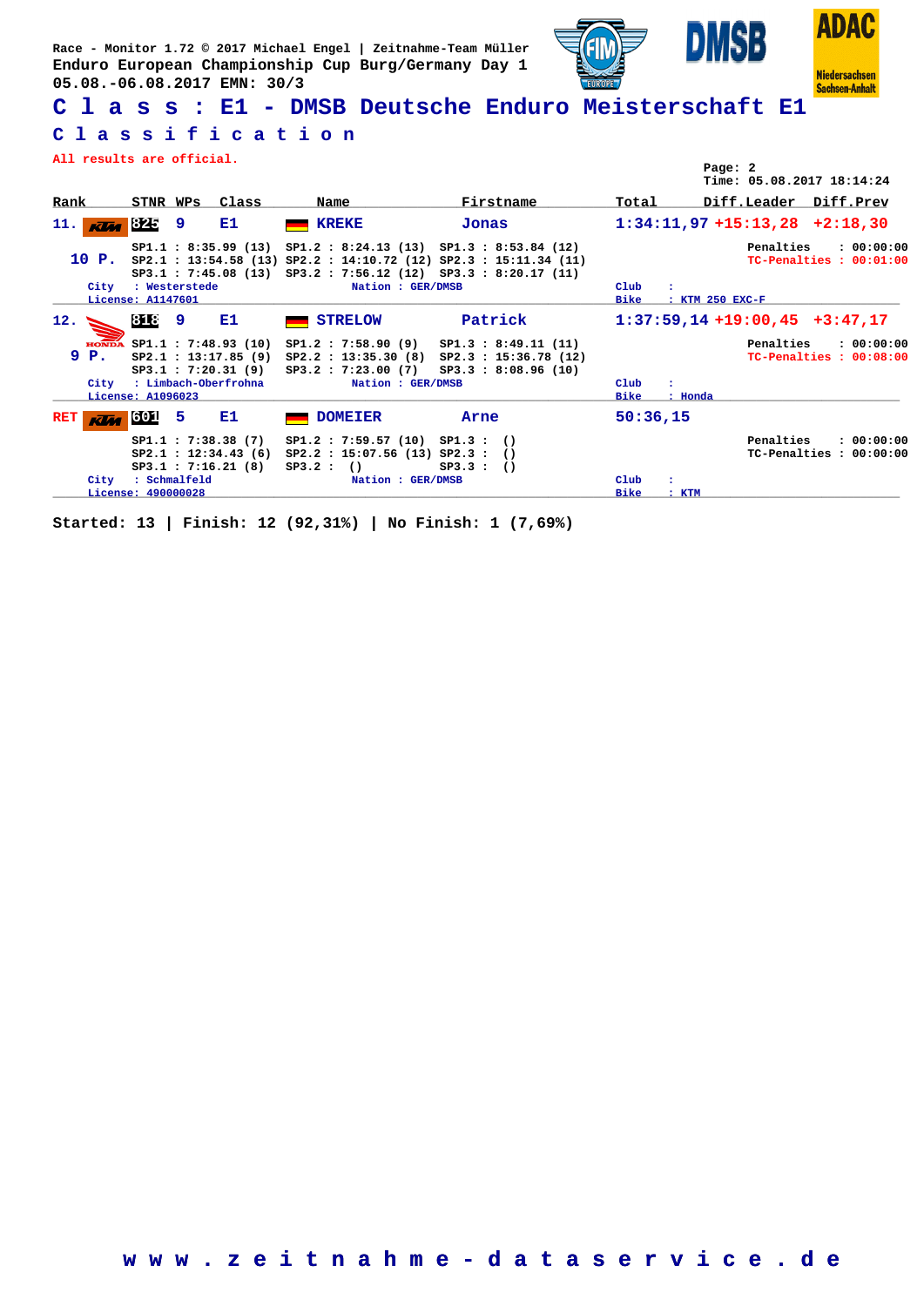Race - Monitor 1.72 © 2017 Michael Engel | Zeitnahme-Team Müller
Enduro European Championship Cup Burg/Germany Day 1
05.08.-06.08.2017 EMN: 30/3

# Class : E1 - DMSB Deutsche Enduro Meisterschaft E1

## Classification

All results are official.

Page: 2
Time: 05.08.2017 18:14:24

| Rank | STNR | WPs | Class | Name | Firstname | Total | Diff.Leader | Diff.Prev |
|---|---|---|---|---|---|---|---|---|
| 11. | 825 | 9 | E1 | KREKE | Jonas | 1:34:11,97 | +15:13,28 | +2:18,30 |

10 P.
SP1.1 : 8:35.99 (13) SP1.2 : 8:24.13 (13) SP1.3 : 8:53.84 (12)
SP2.1 : 13:54.58 (13) SP2.2 : 14:10.72 (12) SP2.3 : 15:11.34 (11)
SP3.1 : 7:45.08 (13) SP3.2 : 7:56.12 (12) SP3.3 : 8:20.17 (11)
Penalties : 00:00:00
TC-Penalties : 00:01:00
City : Westerstede Nation : GER/DMSB Club :
License: A1147601 Bike : KTM 250 EXC-F

| Rank | STNR | WPs | Class | Name | Firstname | Total | Diff.Leader | Diff.Prev |
|---|---|---|---|---|---|---|---|---|
| 12. | 818 | 9 | E1 | STRELOW | Patrick | 1:37:59,14 | +19:00,45 | +3:47,17 |

9 P.
SP1.1 : 7:48.93 (10) SP1.2 : 7:58.90 (9) SP1.3 : 8:49.11 (11)
SP2.1 : 13:17.85 (9) SP2.2 : 13:35.30 (8) SP2.3 : 15:36.78 (12)
SP3.1 : 7:20.31 (9) SP3.2 : 7:23.00 (7) SP3.3 : 8:08.96 (10)
Penalties : 00:00:00
TC-Penalties : 00:08:00
City : Limbach-Oberfrohna Nation : GER/DMSB Club :
License: A1096023 Bike : Honda

| Rank | STNR | WPs | Class | Name | Firstname | Total | Diff.Leader | Diff.Prev |
|---|---|---|---|---|---|---|---|---|
| RET | 601 | 5 | E1 | DOMEIER | Arne | 50:36,15 | | |

SP1.1 : 7:38.38 (7) SP1.2 : 7:59.57 (10) SP1.3 : ()
SP2.1 : 12:34.43 (6) SP2.2 : 15:07.56 (13) SP2.3 : ()
SP3.1 : 7:16.21 (8) SP3.2 : () SP3.3 : ()
Penalties : 00:00:00
TC-Penalties : 00:00:00
City : Schmalfeld Nation : GER/DMSB Club :
License: 490000028 Bike : KTM

**Started: 13 | Finish: 12 (92,31%) | No Finish: 1 (7,69%)**

www.zeitnahme-dataservice.de